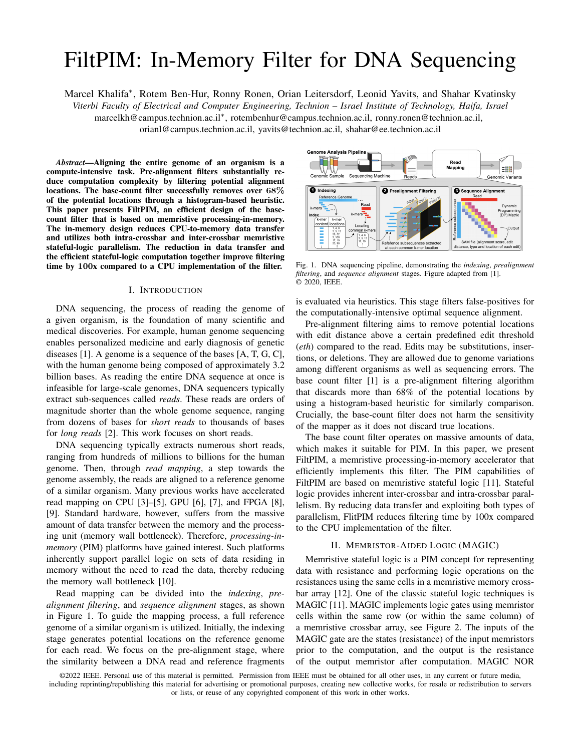# FiltPIM: In-Memory Filter for DNA Sequencing

Marcel Khalifa*, Rotem Ben-Hur, Ronny Ronen, Orian Leitersdorf, Leonid Yavits, and Shahar Kvatinsky

*Viterbi Faculty of Electrical and Computer Engineering, Technion – Israel Institute of Technology, Haifa, Israel*

marcelkh@campus.technion.ac.il*, rotembenhur@campus.technion.ac.il, ronny.ronen@technion.ac.il, orianl@campus.technion.ac.il, yavits@technion.ac.il, shahar@ee.technion.ac.il

***Abstract*—Aligning the entire genome of an organism is a compute-intensive task. Pre-alignment filters substantially reduce computation complexity by filtering potential alignment locations. The base-count filter successfully removes over 68% of the potential locations through a histogram-based heuristic. This paper presents FiltPIM, an efficient design of the base-count filter that is based on memristive processing-in-memory. The in-memory design reduces CPU-to-memory data transfer and utilizes both intra-crossbar and inter-crossbar memristive stateful-logic parallelism. The reduction in data transfer and the efficient stateful-logic computation together improve filtering time by 100x compared to a CPU implementation of the filter.**

## I. Introduction

DNA sequencing, the process of reading the genome of a given organism, is the foundation of many scientific and medical discoveries. For example, human genome sequencing enables personalized medicine and early diagnosis of genetic diseases [1]. A genome is a sequence of the bases [A, T, G, C], with the human genome being composed of approximately 3.2 billion bases. As reading the entire DNA sequence at once is infeasible for large-scale genomes, DNA sequencers typically extract sub-sequences called *reads*. These reads are orders of magnitude shorter than the whole genome sequence, ranging from dozens of bases for *short reads* to thousands of bases for *long reads* [2]. This work focuses on short reads.

DNA sequencing typically extracts numerous short reads, ranging from hundreds of millions to billions for the human genome. Then, through *read mapping*, a step towards the genome assembly, the reads are aligned to a reference genome of a similar organism. Many previous works have accelerated read mapping on CPU [3]–[5], GPU [6], [7], and FPGA [8], [9]. Standard hardware, however, suffers from the massive amount of data transfer between the memory and the processing unit (memory wall bottleneck). Therefore, *processing-in-memory* (PIM) platforms have gained interest. Such platforms inherently support parallel logic on sets of data residing in memory without the need to read the data, thereby reducing the memory wall bottleneck [10].

Read mapping can be divided into the *indexing*, *pre-alignment filtering*, and *sequence alignment* stages, as shown in Figure 1. To guide the mapping process, a full reference genome of a similar organism is utilized. Initially, the indexing stage generates potential locations on the reference genome for each read. We focus on the pre-alignment stage, where the similarity between a DNA read and reference fragments is evaluated via heuristics. This stage filters false-positives for the computationally-intensive optimal sequence alignment.

Fig. 1. DNA sequencing pipeline, demonstrating the *indexing*, *prealignment filtering*, and *sequence alignment* stages. Figure adapted from [1]. © 2020, IEEE.

Pre-alignment filtering aims to remove potential locations with edit distance above a certain predefined edit threshold (*eth*) compared to the read. Edits may be substitutions, insertions, or deletions. They are allowed due to genome variations among different organisms as well as sequencing errors. The base count filter [1] is a pre-alignment filtering algorithm that discards more than 68% of the potential locations by using a histogram-based heuristic for similarly comparison. Crucially, the base-count filter does not harm the sensitivity of the mapper as it does not discard true locations.

The base count filter operates on massive amounts of data, which makes it suitable for PIM. In this paper, we present FiltPIM, a memristive processing-in-memory accelerator that efficiently implements this filter. The PIM capabilities of FiltPIM are based on memristive stateful logic [11]. Stateful logic provides inherent inter-crossbar and intra-crossbar parallelism. By reducing data transfer and exploiting both types of parallelism, FlitPIM reduces filtering time by 100x compared to the CPU implementation of the filter.

## II. Memristor-Aided Logic (MAGIC)

Memristive stateful logic is a PIM concept for representing data with resistance and performing logic operations on the resistances using the same cells in a memristive memory crossbar array [12]. One of the classic stateful logic techniques is MAGIC [11]. MAGIC implements logic gates using memristor cells within the same row (or within the same column) of a memristive crossbar array, see Figure 2. The inputs of the MAGIC gate are the states (resistance) of the input memristors prior to the computation, and the output is the resistance of the output memristor after computation. MAGIC NOR

©2022 IEEE. Personal use of this material is permitted. Permission from IEEE must be obtained for all other uses, in any current or future media, including reprinting/republishing this material for advertising or promotional purposes, creating new collective works, for resale or redistribution to servers or lists, or reuse of any copyrighted component of this work in other works.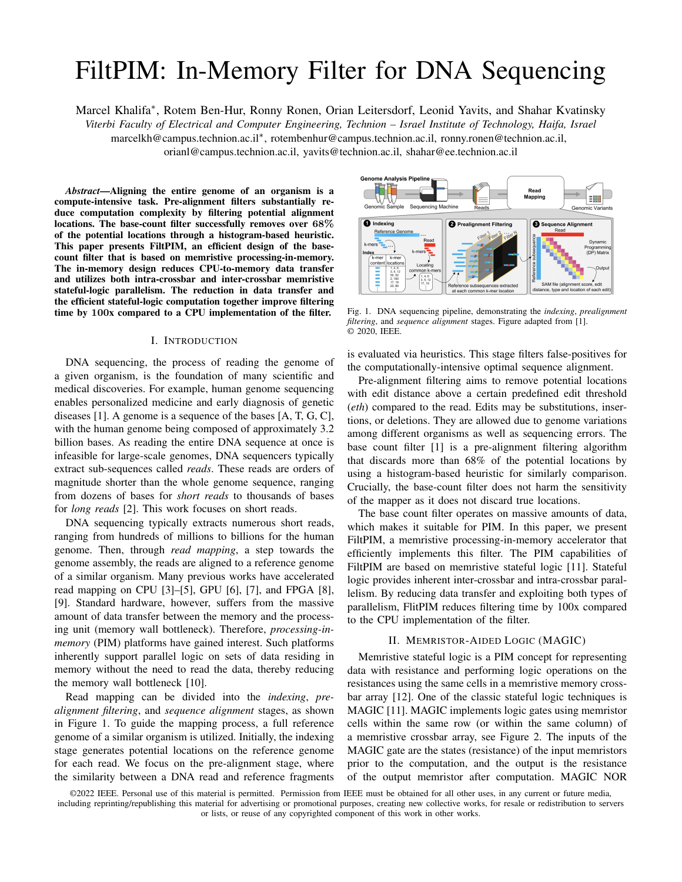# FiltPIM: In-Memory Filter for DNA Sequencing

Marcel Khalifa*, Rotem Ben-Hur, Ronny Ronen, Orian Leitersdorf, Leonid Yavits, and Shahar Kvatinsky

*Viterbi Faculty of Electrical and Computer Engineering, Technion – Israel Institute of Technology, Haifa, Israel*

marcelkh@campus.technion.ac.il*, rotembenhur@campus.technion.ac.il, ronny.ronen@technion.ac.il, orianl@campus.technion.ac.il, yavits@technion.ac.il, shahar@ee.technion.ac.il

***Abstract*—Aligning the entire genome of an organism is a compute-intensive task. Pre-alignment filters substantially reduce computation complexity by filtering potential alignment locations. The base-count filter successfully removes over 68% of the potential locations through a histogram-based heuristic. This paper presents FiltPIM, an efficient design of the base-count filter that is based on memristive processing-in-memory. The in-memory design reduces CPU-to-memory data transfer and utilizes both intra-crossbar and inter-crossbar memristive stateful-logic parallelism. The reduction in data transfer and the efficient stateful-logic computation together improve filtering time by 100x compared to a CPU implementation of the filter.**

## I. Introduction

DNA sequencing, the process of reading the genome of a given organism, is the foundation of many scientific and medical discoveries. For example, human genome sequencing enables personalized medicine and early diagnosis of genetic diseases [1]. A genome is a sequence of the bases [A, T, G, C], with the human genome being composed of approximately 3.2 billion bases. As reading the entire DNA sequence at once is infeasible for large-scale genomes, DNA sequencers typically extract sub-sequences called *reads*. These reads are orders of magnitude shorter than the whole genome sequence, ranging from dozens of bases for *short reads* to thousands of bases for *long reads* [2]. This work focuses on short reads.

DNA sequencing typically extracts numerous short reads, ranging from hundreds of millions to billions for the human genome. Then, through *read mapping*, a step towards the genome assembly, the reads are aligned to a reference genome of a similar organism. Many previous works have accelerated read mapping on CPU [3]–[5], GPU [6], [7], and FPGA [8], [9]. Standard hardware, however, suffers from the massive amount of data transfer between the memory and the processing unit (memory wall bottleneck). Therefore, *processing-in-memory* (PIM) platforms have gained interest. Such platforms inherently support parallel logic on sets of data residing in memory without the need to read the data, thereby reducing the memory wall bottleneck [10].

Read mapping can be divided into the *indexing*, *pre-alignment filtering*, and *sequence alignment* stages, as shown in Figure 1. To guide the mapping process, a full reference genome of a similar organism is utilized. Initially, the indexing stage generates potential locations on the reference genome for each read. We focus on the pre-alignment stage, where the similarity between a DNA read and reference fragments is evaluated via heuristics. This stage filters false-positives for the computationally-intensive optimal sequence alignment.

Fig. 1. DNA sequencing pipeline, demonstrating the *indexing*, *prealignment filtering*, and *sequence alignment* stages. Figure adapted from [1]. © 2020, IEEE.

Pre-alignment filtering aims to remove potential locations with edit distance above a certain predefined edit threshold (*eth*) compared to the read. Edits may be substitutions, insertions, or deletions. They are allowed due to genome variations among different organisms as well as sequencing errors. The base count filter [1] is a pre-alignment filtering algorithm that discards more than 68% of the potential locations by using a histogram-based heuristic for similarly comparison. Crucially, the base-count filter does not harm the sensitivity of the mapper as it does not discard true locations.

The base count filter operates on massive amounts of data, which makes it suitable for PIM. In this paper, we present FiltPIM, a memristive processing-in-memory accelerator that efficiently implements this filter. The PIM capabilities of FiltPIM are based on memristive stateful logic [11]. Stateful logic provides inherent inter-crossbar and intra-crossbar parallelism. By reducing data transfer and exploiting both types of parallelism, FlitPIM reduces filtering time by 100x compared to the CPU implementation of the filter.

## II. Memristor-Aided Logic (MAGIC)

Memristive stateful logic is a PIM concept for representing data with resistance and performing logic operations on the resistances using the same cells in a memristive memory crossbar array [12]. One of the classic stateful logic techniques is MAGIC [11]. MAGIC implements logic gates using memristor cells within the same row (or within the same column) of a memristive crossbar array, see Figure 2. The inputs of the MAGIC gate are the states (resistance) of the input memristors prior to the computation, and the output is the resistance of the output memristor after computation. MAGIC NOR

©2022 IEEE. Personal use of this material is permitted. Permission from IEEE must be obtained for all other uses, in any current or future media, including reprinting/republishing this material for advertising or promotional purposes, creating new collective works, for resale or redistribution to servers or lists, or reuse of any copyrighted component of this work in other works.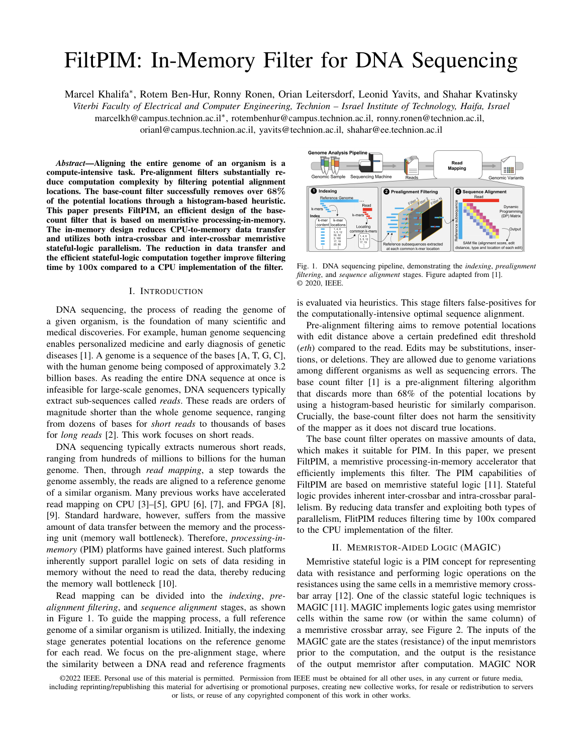# FiltPIM: In-Memory Filter for DNA Sequencing

Marcel Khalifa*, Rotem Ben-Hur, Ronny Ronen, Orian Leitersdorf, Leonid Yavits, and Shahar Kvatinsky

*Viterbi Faculty of Electrical and Computer Engineering, Technion – Israel Institute of Technology, Haifa, Israel*

marcelkh@campus.technion.ac.il*, rotembenhur@campus.technion.ac.il, ronny.ronen@technion.ac.il, orianl@campus.technion.ac.il, yavits@technion.ac.il, shahar@ee.technion.ac.il

***Abstract*—Aligning the entire genome of an organism is a compute-intensive task. Pre-alignment filters substantially reduce computation complexity by filtering potential alignment locations. The base-count filter successfully removes over 68% of the potential locations through a histogram-based heuristic. This paper presents FiltPIM, an efficient design of the base-count filter that is based on memristive processing-in-memory. The in-memory design reduces CPU-to-memory data transfer and utilizes both intra-crossbar and inter-crossbar memristive stateful-logic parallelism. The reduction in data transfer and the efficient stateful-logic computation together improve filtering time by 100x compared to a CPU implementation of the filter.**

## I. Introduction

DNA sequencing, the process of reading the genome of a given organism, is the foundation of many scientific and medical discoveries. For example, human genome sequencing enables personalized medicine and early diagnosis of genetic diseases [1]. A genome is a sequence of the bases [A, T, G, C], with the human genome being composed of approximately 3.2 billion bases. As reading the entire DNA sequence at once is infeasible for large-scale genomes, DNA sequencers typically extract sub-sequences called *reads*. These reads are orders of magnitude shorter than the whole genome sequence, ranging from dozens of bases for *short reads* to thousands of bases for *long reads* [2]. This work focuses on short reads.

DNA sequencing typically extracts numerous short reads, ranging from hundreds of millions to billions for the human genome. Then, through *read mapping*, a step towards the genome assembly, the reads are aligned to a reference genome of a similar organism. Many previous works have accelerated read mapping on CPU [3]–[5], GPU [6], [7], and FPGA [8], [9]. Standard hardware, however, suffers from the massive amount of data transfer between the memory and the processing unit (memory wall bottleneck). Therefore, *processing-in-memory* (PIM) platforms have gained interest. Such platforms inherently support parallel logic on sets of data residing in memory without the need to read the data, thereby reducing the memory wall bottleneck [10].

Read mapping can be divided into the *indexing*, *pre-alignment filtering*, and *sequence alignment* stages, as shown in Figure 1. To guide the mapping process, a full reference genome of a similar organism is utilized. Initially, the indexing stage generates potential locations on the reference genome for each read. We focus on the pre-alignment stage, where the similarity between a DNA read and reference fragments is evaluated via heuristics. This stage filters false-positives for the computationally-intensive optimal sequence alignment.

Fig. 1. DNA sequencing pipeline, demonstrating the *indexing*, *prealignment filtering*, and *sequence alignment* stages. Figure adapted from [1]. © 2020, IEEE.

Pre-alignment filtering aims to remove potential locations with edit distance above a certain predefined edit threshold (*eth*) compared to the read. Edits may be substitutions, insertions, or deletions. They are allowed due to genome variations among different organisms as well as sequencing errors. The base count filter [1] is a pre-alignment filtering algorithm that discards more than 68% of the potential locations by using a histogram-based heuristic for similarly comparison. Crucially, the base-count filter does not harm the sensitivity of the mapper as it does not discard true locations.

The base count filter operates on massive amounts of data, which makes it suitable for PIM. In this paper, we present FiltPIM, a memristive processing-in-memory accelerator that efficiently implements this filter. The PIM capabilities of FiltPIM are based on memristive stateful logic [11]. Stateful logic provides inherent inter-crossbar and intra-crossbar parallelism. By reducing data transfer and exploiting both types of parallelism, FlitPIM reduces filtering time by 100x compared to the CPU implementation of the filter.

## II. Memristor-Aided Logic (MAGIC)

Memristive stateful logic is a PIM concept for representing data with resistance and performing logic operations on the resistances using the same cells in a memristive memory crossbar array [12]. One of the classic stateful logic techniques is MAGIC [11]. MAGIC implements logic gates using memristor cells within the same row (or within the same column) of a memristive crossbar array, see Figure 2. The inputs of the MAGIC gate are the states (resistance) of the input memristors prior to the computation, and the output is the resistance of the output memristor after computation. MAGIC NOR

©2022 IEEE. Personal use of this material is permitted. Permission from IEEE must be obtained for all other uses, in any current or future media, including reprinting/republishing this material for advertising or promotional purposes, creating new collective works, for resale or redistribution to servers or lists, or reuse of any copyrighted component of this work in other works.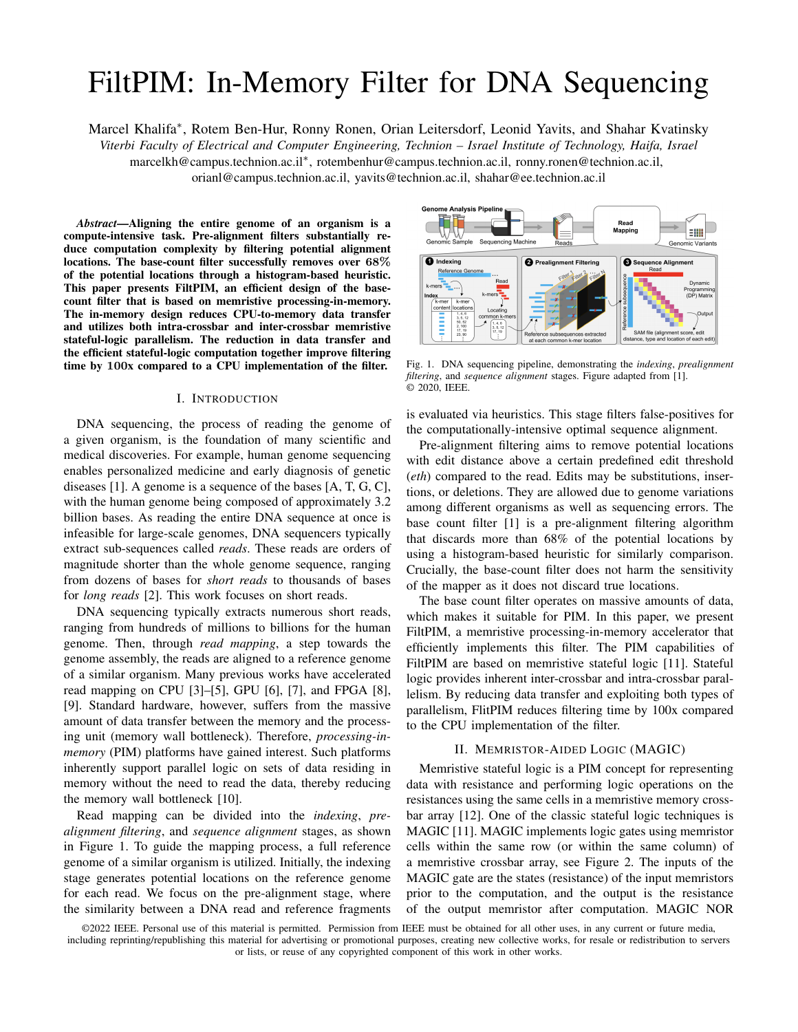# FiltPIM: In-Memory Filter for DNA Sequencing

Marcel Khalifa*, Rotem Ben-Hur, Ronny Ronen, Orian Leitersdorf, Leonid Yavits, and Shahar Kvatinsky

*Viterbi Faculty of Electrical and Computer Engineering, Technion – Israel Institute of Technology, Haifa, Israel*

marcelkh@campus.technion.ac.il*, rotembenhur@campus.technion.ac.il, ronny.ronen@technion.ac.il, orianl@campus.technion.ac.il, yavits@technion.ac.il, shahar@ee.technion.ac.il

***Abstract*—Aligning the entire genome of an organism is a compute-intensive task. Pre-alignment filters substantially reduce computation complexity by filtering potential alignment locations. The base-count filter successfully removes over 68% of the potential locations through a histogram-based heuristic. This paper presents FiltPIM, an efficient design of the base-count filter that is based on memristive processing-in-memory. The in-memory design reduces CPU-to-memory data transfer and utilizes both intra-crossbar and inter-crossbar memristive stateful-logic parallelism. The reduction in data transfer and the efficient stateful-logic computation together improve filtering time by 100x compared to a CPU implementation of the filter.**

## I. Introduction

DNA sequencing, the process of reading the genome of a given organism, is the foundation of many scientific and medical discoveries. For example, human genome sequencing enables personalized medicine and early diagnosis of genetic diseases [1]. A genome is a sequence of the bases [A, T, G, C], with the human genome being composed of approximately 3.2 billion bases. As reading the entire DNA sequence at once is infeasible for large-scale genomes, DNA sequencers typically extract sub-sequences called *reads*. These reads are orders of magnitude shorter than the whole genome sequence, ranging from dozens of bases for *short reads* to thousands of bases for *long reads* [2]. This work focuses on short reads.

DNA sequencing typically extracts numerous short reads, ranging from hundreds of millions to billions for the human genome. Then, through *read mapping*, a step towards the genome assembly, the reads are aligned to a reference genome of a similar organism. Many previous works have accelerated read mapping on CPU [3]–[5], GPU [6], [7], and FPGA [8], [9]. Standard hardware, however, suffers from the massive amount of data transfer between the memory and the processing unit (memory wall bottleneck). Therefore, *processing-in-memory* (PIM) platforms have gained interest. Such platforms inherently support parallel logic on sets of data residing in memory without the need to read the data, thereby reducing the memory wall bottleneck [10].

Read mapping can be divided into the *indexing*, *pre-alignment filtering*, and *sequence alignment* stages, as shown in Figure 1. To guide the mapping process, a full reference genome of a similar organism is utilized. Initially, the indexing stage generates potential locations on the reference genome for each read. We focus on the pre-alignment stage, where the similarity between a DNA read and reference fragments is evaluated via heuristics. This stage filters false-positives for the computationally-intensive optimal sequence alignment.

Fig. 1. DNA sequencing pipeline, demonstrating the *indexing*, *prealignment filtering*, and *sequence alignment* stages. Figure adapted from [1]. © 2020, IEEE.

Pre-alignment filtering aims to remove potential locations with edit distance above a certain predefined edit threshold (*eth*) compared to the read. Edits may be substitutions, insertions, or deletions. They are allowed due to genome variations among different organisms as well as sequencing errors. The base count filter [1] is a pre-alignment filtering algorithm that discards more than 68% of the potential locations by using a histogram-based heuristic for similarly comparison. Crucially, the base-count filter does not harm the sensitivity of the mapper as it does not discard true locations.

The base count filter operates on massive amounts of data, which makes it suitable for PIM. In this paper, we present FiltPIM, a memristive processing-in-memory accelerator that efficiently implements this filter. The PIM capabilities of FiltPIM are based on memristive stateful logic [11]. Stateful logic provides inherent inter-crossbar and intra-crossbar parallelism. By reducing data transfer and exploiting both types of parallelism, FlitPIM reduces filtering time by 100x compared to the CPU implementation of the filter.

## II. Memristor-Aided Logic (MAGIC)

Memristive stateful logic is a PIM concept for representing data with resistance and performing logic operations on the resistances using the same cells in a memristive memory crossbar array [12]. One of the classic stateful logic techniques is MAGIC [11]. MAGIC implements logic gates using memristor cells within the same row (or within the same column) of a memristive crossbar array, see Figure 2. The inputs of the MAGIC gate are the states (resistance) of the input memristors prior to the computation, and the output is the resistance of the output memristor after computation. MAGIC NOR

©2022 IEEE. Personal use of this material is permitted. Permission from IEEE must be obtained for all other uses, in any current or future media, including reprinting/republishing this material for advertising or promotional purposes, creating new collective works, for resale or redistribution to servers or lists, or reuse of any copyrighted component of this work in other works.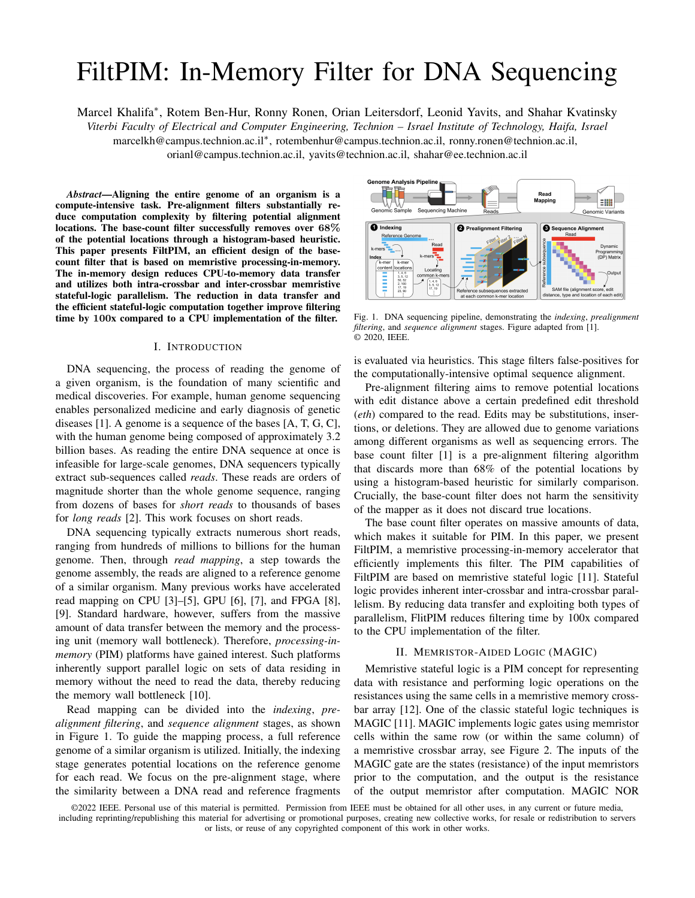# FiltPIM: In-Memory Filter for DNA Sequencing

Marcel Khalifa*, Rotem Ben-Hur, Ronny Ronen, Orian Leitersdorf, Leonid Yavits, and Shahar Kvatinsky

*Viterbi Faculty of Electrical and Computer Engineering, Technion – Israel Institute of Technology, Haifa, Israel*

marcelkh@campus.technion.ac.il*, rotembenhur@campus.technion.ac.il, ronny.ronen@technion.ac.il, orianl@campus.technion.ac.il, yavits@technion.ac.il, shahar@ee.technion.ac.il

***Abstract*—Aligning the entire genome of an organism is a compute-intensive task. Pre-alignment filters substantially reduce computation complexity by filtering potential alignment locations. The base-count filter successfully removes over 68% of the potential locations through a histogram-based heuristic. This paper presents FiltPIM, an efficient design of the base-count filter that is based on memristive processing-in-memory. The in-memory design reduces CPU-to-memory data transfer and utilizes both intra-crossbar and inter-crossbar memristive stateful-logic parallelism. The reduction in data transfer and the efficient stateful-logic computation together improve filtering time by 100x compared to a CPU implementation of the filter.**

## I. Introduction

DNA sequencing, the process of reading the genome of a given organism, is the foundation of many scientific and medical discoveries. For example, human genome sequencing enables personalized medicine and early diagnosis of genetic diseases [1]. A genome is a sequence of the bases [A, T, G, C], with the human genome being composed of approximately 3.2 billion bases. As reading the entire DNA sequence at once is infeasible for large-scale genomes, DNA sequencers typically extract sub-sequences called *reads*. These reads are orders of magnitude shorter than the whole genome sequence, ranging from dozens of bases for *short reads* to thousands of bases for *long reads* [2]. This work focuses on short reads.

DNA sequencing typically extracts numerous short reads, ranging from hundreds of millions to billions for the human genome. Then, through *read mapping*, a step towards the genome assembly, the reads are aligned to a reference genome of a similar organism. Many previous works have accelerated read mapping on CPU [3]–[5], GPU [6], [7], and FPGA [8], [9]. Standard hardware, however, suffers from the massive amount of data transfer between the memory and the processing unit (memory wall bottleneck). Therefore, *processing-in-memory* (PIM) platforms have gained interest. Such platforms inherently support parallel logic on sets of data residing in memory without the need to read the data, thereby reducing the memory wall bottleneck [10].

Read mapping can be divided into the *indexing*, *pre-alignment filtering*, and *sequence alignment* stages, as shown in Figure 1. To guide the mapping process, a full reference genome of a similar organism is utilized. Initially, the indexing stage generates potential locations on the reference genome for each read. We focus on the pre-alignment stage, where the similarity between a DNA read and reference fragments is evaluated via heuristics. This stage filters false-positives for the computationally-intensive optimal sequence alignment.

Genome Analysis Pipeline
Genomic Sample
Sequencing Machine
Reads
Read Mapping
Genomic Variants
1 Indexing
Reference Genome
k-mers
Index
k-mer content
k-mer locations
Read
k-mers
Locating common k-mers
2 Prealignment Filtering
Filter 1
Filter 2
Filter N
Reference subsequences extracted at each common k-mer location
3 Sequence Alignment
Read
Reference subsequence
Dynamic Programming (DP) Matrix
Output
SAM file (alignment score, edit distance, type and location of each edit)

Fig. 1. DNA sequencing pipeline, demonstrating the *indexing*, *prealignment filtering*, and *sequence alignment* stages. Figure adapted from [1]. © 2020, IEEE.

Pre-alignment filtering aims to remove potential locations with edit distance above a certain predefined edit threshold (*eth*) compared to the read. Edits may be substitutions, insertions, or deletions. They are allowed due to genome variations among different organisms as well as sequencing errors. The base count filter [1] is a pre-alignment filtering algorithm that discards more than 68% of the potential locations by using a histogram-based heuristic for similarly comparison. Crucially, the base-count filter does not harm the sensitivity of the mapper as it does not discard true locations.

The base count filter operates on massive amounts of data, which makes it suitable for PIM. In this paper, we present FiltPIM, a memristive processing-in-memory accelerator that efficiently implements this filter. The PIM capabilities of FiltPIM are based on memristive stateful logic [11]. Stateful logic provides inherent inter-crossbar and intra-crossbar parallelism. By reducing data transfer and exploiting both types of parallelism, FlitPIM reduces filtering time by 100x compared to the CPU implementation of the filter.

## II. Memristor-Aided Logic (MAGIC)

Memristive stateful logic is a PIM concept for representing data with resistance and performing logic operations on the resistances using the same cells in a memristive memory crossbar array [12]. One of the classic stateful logic techniques is MAGIC [11]. MAGIC implements logic gates using memristor cells within the same row (or within the same column) of a memristive crossbar array, see Figure 2. The inputs of the MAGIC gate are the states (resistance) of the input memristors prior to the computation, and the output is the resistance of the output memristor after computation. MAGIC NOR

©2022 IEEE. Personal use of this material is permitted. Permission from IEEE must be obtained for all other uses, in any current or future media, including reprinting/republishing this material for advertising or promotional purposes, creating new collective works, for resale or redistribution to servers or lists, or reuse of any copyrighted component of this work in other works.